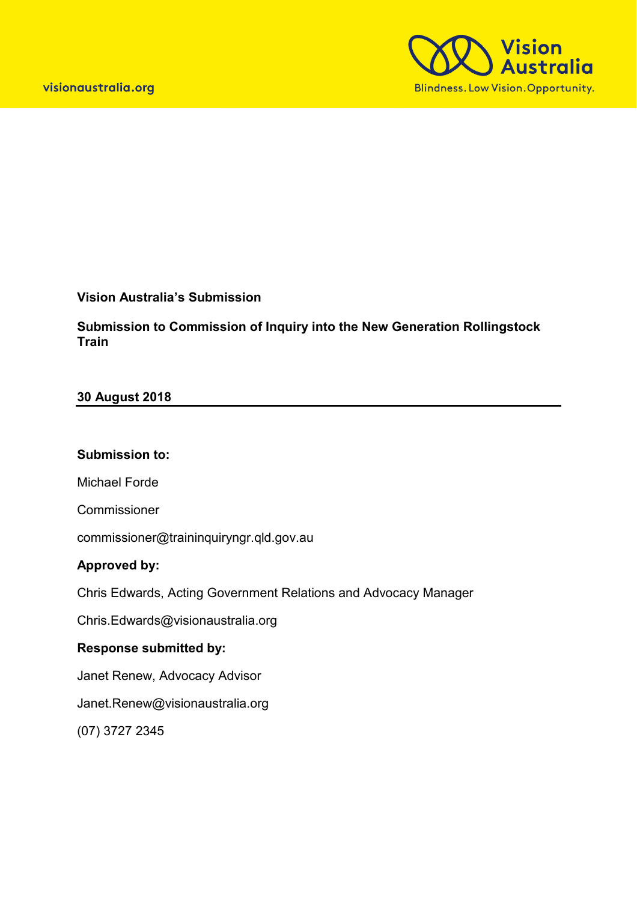visionaustralia.org

Vision Australia

Blindness. Low Vision. Opportunity.

**Vision Australia's Submission**

**Submission to Commission of Inquiry into the New Generation Rollingstock Train**

**30 August 2018**

---

**Submission to:**

Michael Forde

Commissioner

commissioner@traininquiryngr.qld.gov.au

**Approved by:**

Chris Edwards, Acting Government Relations and Advocacy Manager

Chris.Edwards@visionaustralia.org

**Response submitted by:**

Janet Renew, Advocacy Advisor

Janet.Renew@visionaustralia.org

(07) 3727 2345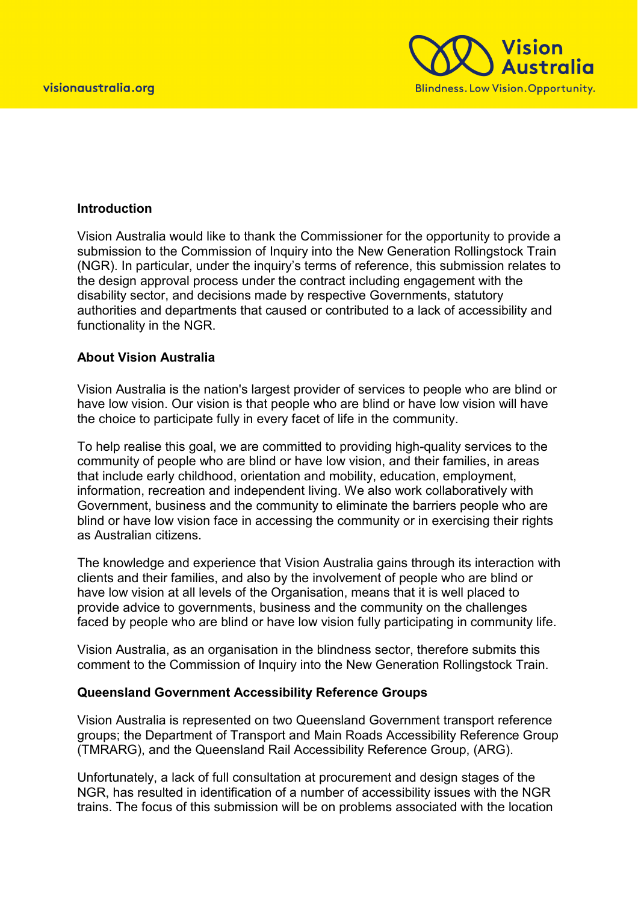## Introduction

Vision Australia would like to thank the Commissioner for the opportunity to provide a submission to the Commission of Inquiry into the New Generation Rollingstock Train (NGR). In particular, under the inquiry's terms of reference, this submission relates to the design approval process under the contract including engagement with the disability sector, and decisions made by respective Governments, statutory authorities and departments that caused or contributed to a lack of accessibility and functionality in the NGR.

## About Vision Australia

Vision Australia is the nation's largest provider of services to people who are blind or have low vision. Our vision is that people who are blind or have low vision will have the choice to participate fully in every facet of life in the community.

To help realise this goal, we are committed to providing high-quality services to the community of people who are blind or have low vision, and their families, in areas that include early childhood, orientation and mobility, education, employment, information, recreation and independent living. We also work collaboratively with Government, business and the community to eliminate the barriers people who are blind or have low vision face in accessing the community or in exercising their rights as Australian citizens.

The knowledge and experience that Vision Australia gains through its interaction with clients and their families, and also by the involvement of people who are blind or have low vision at all levels of the Organisation, means that it is well placed to provide advice to governments, business and the community on the challenges faced by people who are blind or have low vision fully participating in community life.

Vision Australia, as an organisation in the blindness sector, therefore submits this comment to the Commission of Inquiry into the New Generation Rollingstock Train.

## Queensland Government Accessibility Reference Groups

Vision Australia is represented on two Queensland Government transport reference groups; the Department of Transport and Main Roads Accessibility Reference Group (TMRARG), and the Queensland Rail Accessibility Reference Group, (ARG).

Unfortunately, a lack of full consultation at procurement and design stages of the NGR, has resulted in identification of a number of accessibility issues with the NGR trains. The focus of this submission will be on problems associated with the location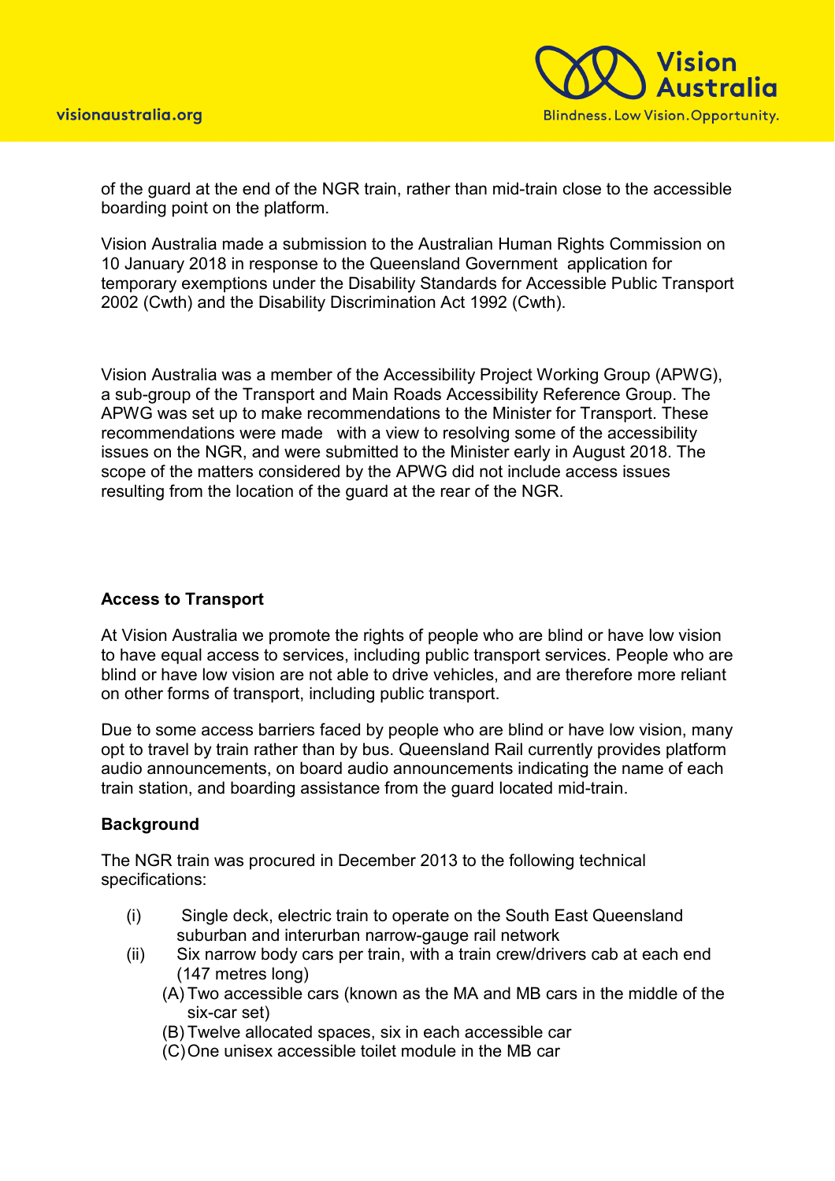of the guard at the end of the NGR train, rather than mid-train close to the accessible boarding point on the platform.

Vision Australia made a submission to the Australian Human Rights Commission on 10 January 2018 in response to the Queensland Government application for temporary exemptions under the Disability Standards for Accessible Public Transport 2002 (Cwth) and the Disability Discrimination Act 1992 (Cwth).

Vision Australia was a member of the Accessibility Project Working Group (APWG), a sub-group of the Transport and Main Roads Accessibility Reference Group. The APWG was set up to make recommendations to the Minister for Transport. These recommendations were made with a view to resolving some of the accessibility issues on the NGR, and were submitted to the Minister early in August 2018. The scope of the matters considered by the APWG did not include access issues resulting from the location of the guard at the rear of the NGR.

**Access to Transport**

At Vision Australia we promote the rights of people who are blind or have low vision to have equal access to services, including public transport services. People who are blind or have low vision are not able to drive vehicles, and are therefore more reliant on other forms of transport, including public transport.

Due to some access barriers faced by people who are blind or have low vision, many opt to travel by train rather than by bus. Queensland Rail currently provides platform audio announcements, on board audio announcements indicating the name of each train station, and boarding assistance from the guard located mid-train.

**Background**

The NGR train was procured in December 2013 to the following technical specifications:

- (i) Single deck, electric train to operate on the South East Queensland suburban and interurban narrow-gauge rail network
- (ii) Six narrow body cars per train, with a train crew/drivers cab at each end (147 metres long)
  - (A) Two accessible cars (known as the MA and MB cars in the middle of the six-car set)
  - (B) Twelve allocated spaces, six in each accessible car
  - (C) One unisex accessible toilet module in the MB car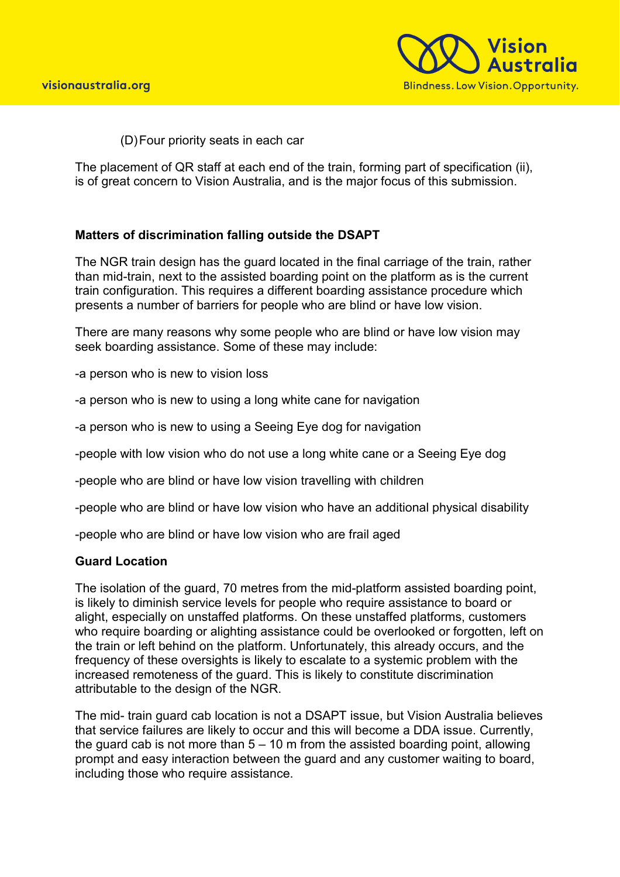(D) Four priority seats in each car

The placement of QR staff at each end of the train, forming part of specification (ii), is of great concern to Vision Australia, and is the major focus of this submission.

**Matters of discrimination falling outside the DSAPT**

The NGR train design has the guard located in the final carriage of the train, rather than mid-train, next to the assisted boarding point on the platform as is the current train configuration. This requires a different boarding assistance procedure which presents a number of barriers for people who are blind or have low vision.

There are many reasons why some people who are blind or have low vision may seek boarding assistance. Some of these may include:

-a person who is new to vision loss

-a person who is new to using a long white cane for navigation

-a person who is new to using a Seeing Eye dog for navigation

-people with low vision who do not use a long white cane or a Seeing Eye dog

-people who are blind or have low vision travelling with children

-people who are blind or have low vision who have an additional physical disability

-people who are blind or have low vision who are frail aged

**Guard Location**

The isolation of the guard, 70 metres from the mid-platform assisted boarding point, is likely to diminish service levels for people who require assistance to board or alight, especially on unstaffed platforms. On these unstaffed platforms, customers who require boarding or alighting assistance could be overlooked or forgotten, left on the train or left behind on the platform. Unfortunately, this already occurs, and the frequency of these oversights is likely to escalate to a systemic problem with the increased remoteness of the guard. This is likely to constitute discrimination attributable to the design of the NGR.

The mid- train guard cab location is not a DSAPT issue, but Vision Australia believes that service failures are likely to occur and this will become a DDA issue. Currently, the guard cab is not more than 5 – 10 m from the assisted boarding point, allowing prompt and easy interaction between the guard and any customer waiting to board, including those who require assistance.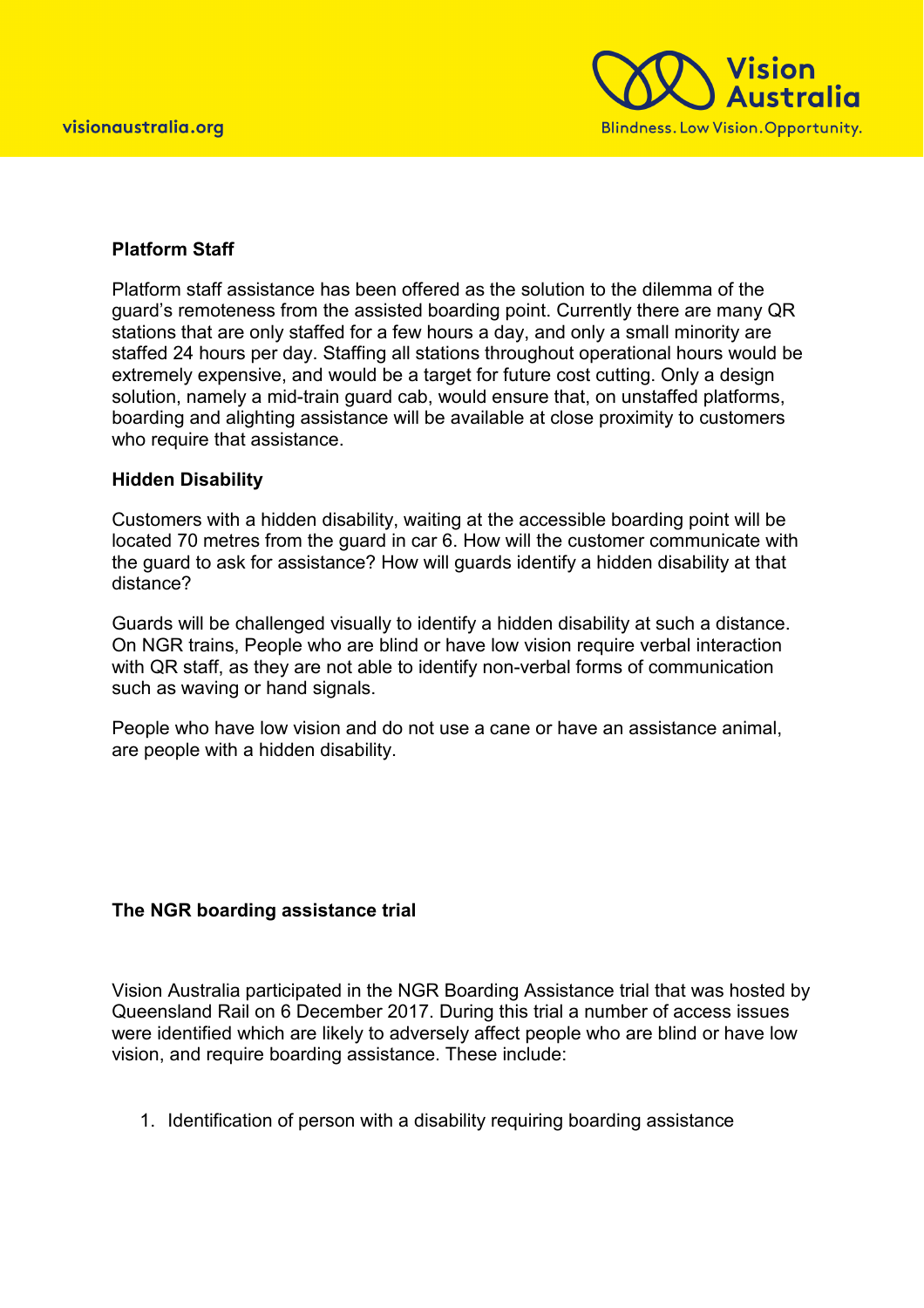**Platform Staff**

Platform staff assistance has been offered as the solution to the dilemma of the guard's remoteness from the assisted boarding point. Currently there are many QR stations that are only staffed for a few hours a day, and only a small minority are staffed 24 hours per day. Staffing all stations throughout operational hours would be extremely expensive, and would be a target for future cost cutting. Only a design solution, namely a mid-train guard cab, would ensure that, on unstaffed platforms, boarding and alighting assistance will be available at close proximity to customers who require that assistance.

**Hidden Disability**

Customers with a hidden disability, waiting at the accessible boarding point will be located 70 metres from the guard in car 6. How will the customer communicate with the guard to ask for assistance? How will guards identify a hidden disability at that distance?

Guards will be challenged visually to identify a hidden disability at such a distance. On NGR trains, People who are blind or have low vision require verbal interaction with QR staff, as they are not able to identify non-verbal forms of communication such as waving or hand signals.

People who have low vision and do not use a cane or have an assistance animal, are people with a hidden disability.

**The NGR boarding assistance trial**

Vision Australia participated in the NGR Boarding Assistance trial that was hosted by Queensland Rail on 6 December 2017. During this trial a number of access issues were identified which are likely to adversely affect people who are blind or have low vision, and require boarding assistance. These include:

1. Identification of person with a disability requiring boarding assistance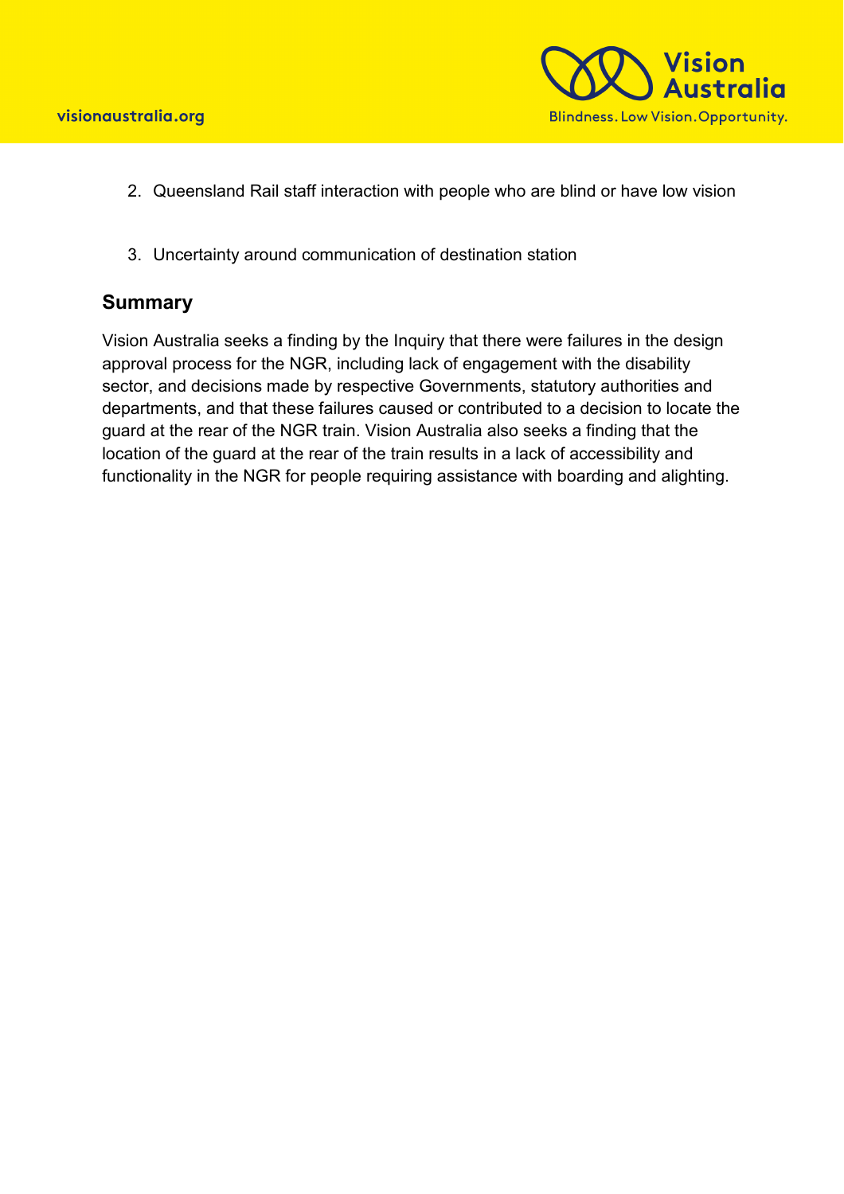2. Queensland Rail staff interaction with people who are blind or have low vision

3. Uncertainty around communication of destination station

## Summary

Vision Australia seeks a finding by the Inquiry that there were failures in the design approval process for the NGR, including lack of engagement with the disability sector, and decisions made by respective Governments, statutory authorities and departments, and that these failures caused or contributed to a decision to locate the guard at the rear of the NGR train. Vision Australia also seeks a finding that the location of the guard at the rear of the train results in a lack of accessibility and functionality in the NGR for people requiring assistance with boarding and alighting.